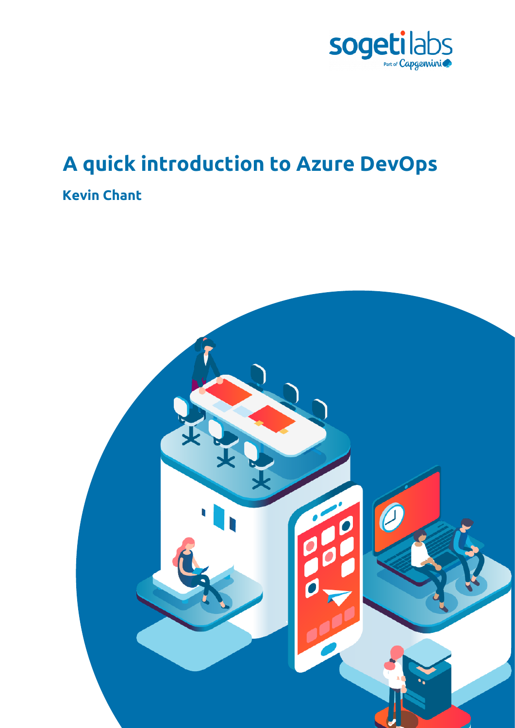# A quick introduction to Azure DevOps

**Kevin Chant**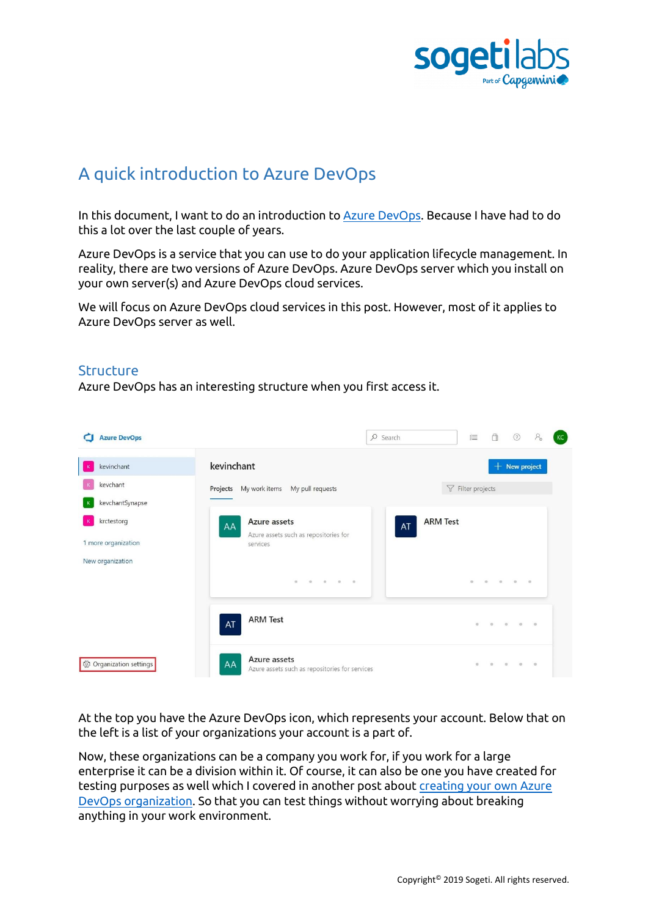# A quick introduction to Azure DevOps

In this document, I want to do an introduction to [Azure DevOps](). Because I have had to do this a lot over the last couple of years.

Azure DevOps is a service that you can use to do your application lifecycle management. In reality, there are two versions of Azure DevOps. Azure DevOps server which you install on your own server(s) and Azure DevOps cloud services.

We will focus on Azure DevOps cloud services in this post. However, most of it applies to Azure DevOps server as well.

## Structure

Azure DevOps has an interesting structure when you first access it.

At the top you have the Azure DevOps icon, which represents your account. Below that on the left is a list of your organizations your account is a part of.

Now, these organizations can be a company you work for, if you work for a large enterprise it can be a division within it. Of course, it can also be one you have created for testing purposes as well which I covered in another post about [creating your own Azure DevOps organization](). So that you can test things without worrying about breaking anything in your work environment.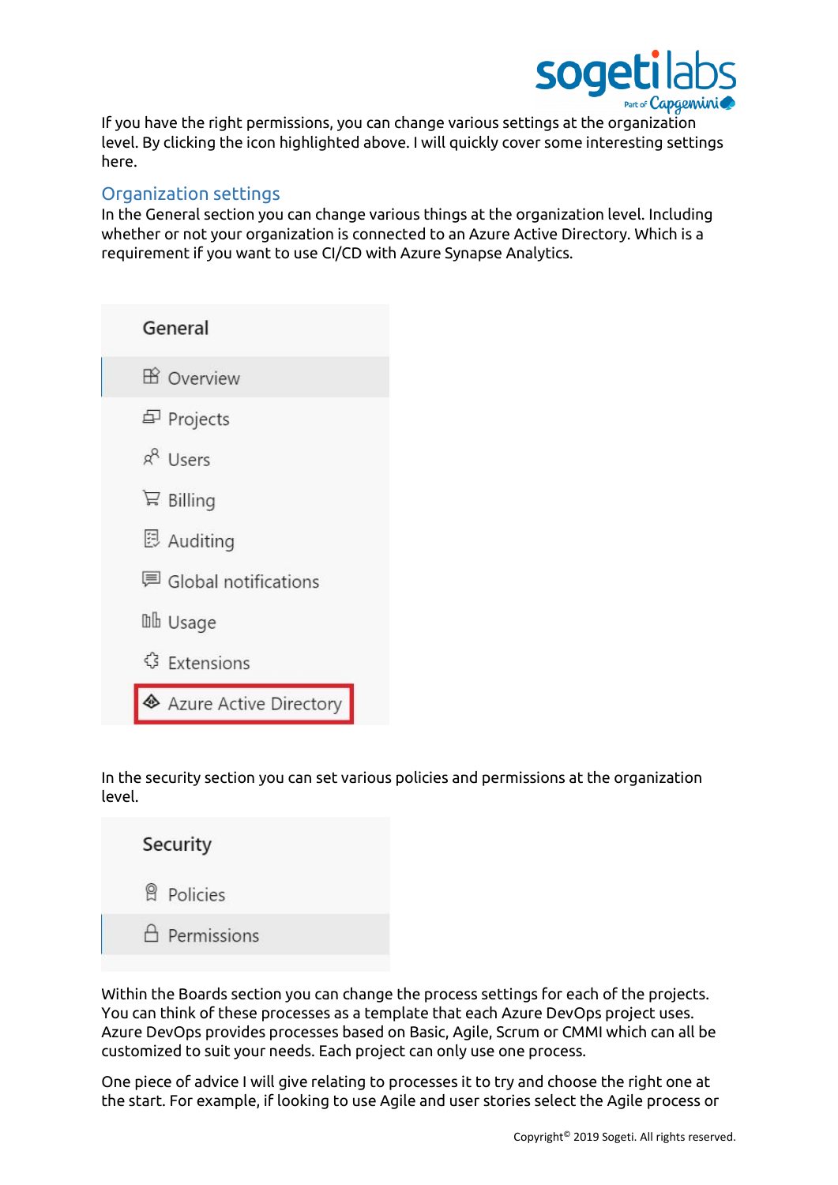If you have the right permissions, you can change various settings at the organization level. By clicking the icon highlighted above. I will quickly cover some interesting settings here.

## Organization settings

In the General section you can change various things at the organization level. Including whether or not your organization is connected to an Azure Active Directory. Which is a requirement if you want to use CI/CD with Azure Synapse Analytics.

General

- Overview
- Projects
- Users
- Billing
- Auditing
- Global notifications
- Usage
- Extensions
- Azure Active Directory

In the security section you can set various policies and permissions at the organization level.

Security

- Policies
- Permissions

Within the Boards section you can change the process settings for each of the projects. You can think of these processes as a template that each Azure DevOps project uses. Azure DevOps provides processes based on Basic, Agile, Scrum or CMMI which can all be customized to suit your needs. Each project can only use one process.

One piece of advice I will give relating to processes it to try and choose the right one at the start. For example, if looking to use Agile and user stories select the Agile process or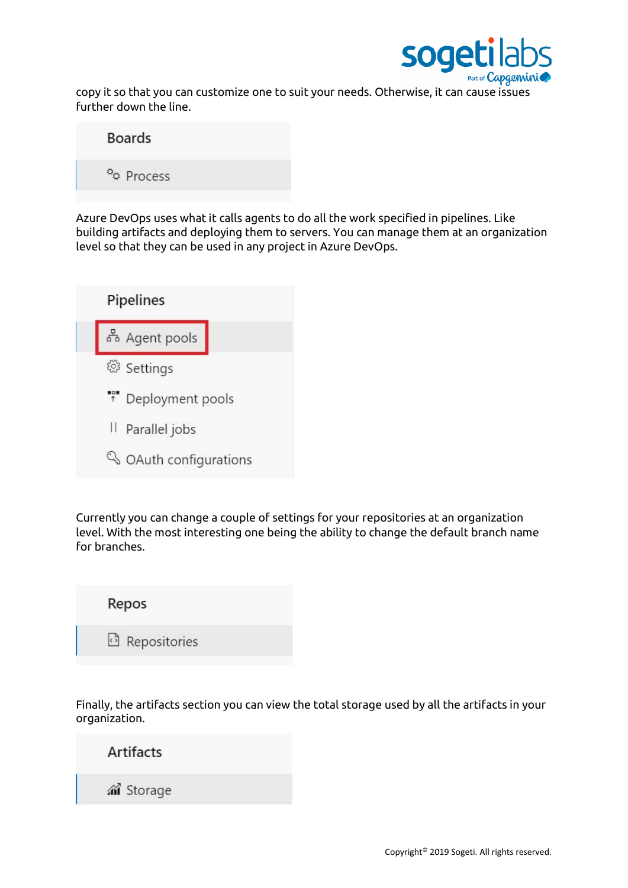copy it so that you can customize one to suit your needs. Otherwise, it can cause issues further down the line.

Boards

Process

Azure DevOps uses what it calls agents to do all the work specified in pipelines. Like building artifacts and deploying them to servers. You can manage them at an organization level so that they can be used in any project in Azure DevOps.

Pipelines

- Agent pools
- Settings
- Deployment pools
- Parallel jobs
- OAuth configurations

Currently you can change a couple of settings for your repositories at an organization level. With the most interesting one being the ability to change the default branch name for branches.

Repos

Repositories

Finally, the artifacts section you can view the total storage used by all the artifacts in your organization.

Artifacts

Storage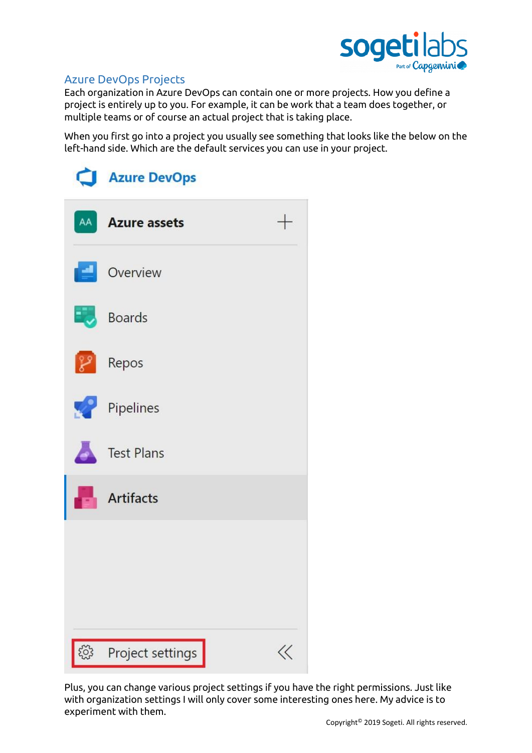## Azure DevOps Projects

Each organization in Azure DevOps can contain one or more projects. How you define a project is entirely up to you. For example, it can be work that a team does together, or multiple teams or of course an actual project that is taking place.

When you first go into a project you usually see something that looks like the below on the left-hand side. Which are the default services you can use in your project.

Plus, you can change various project settings if you have the right permissions. Just like with organization settings I will only cover some interesting ones here. My advice is to experiment with them.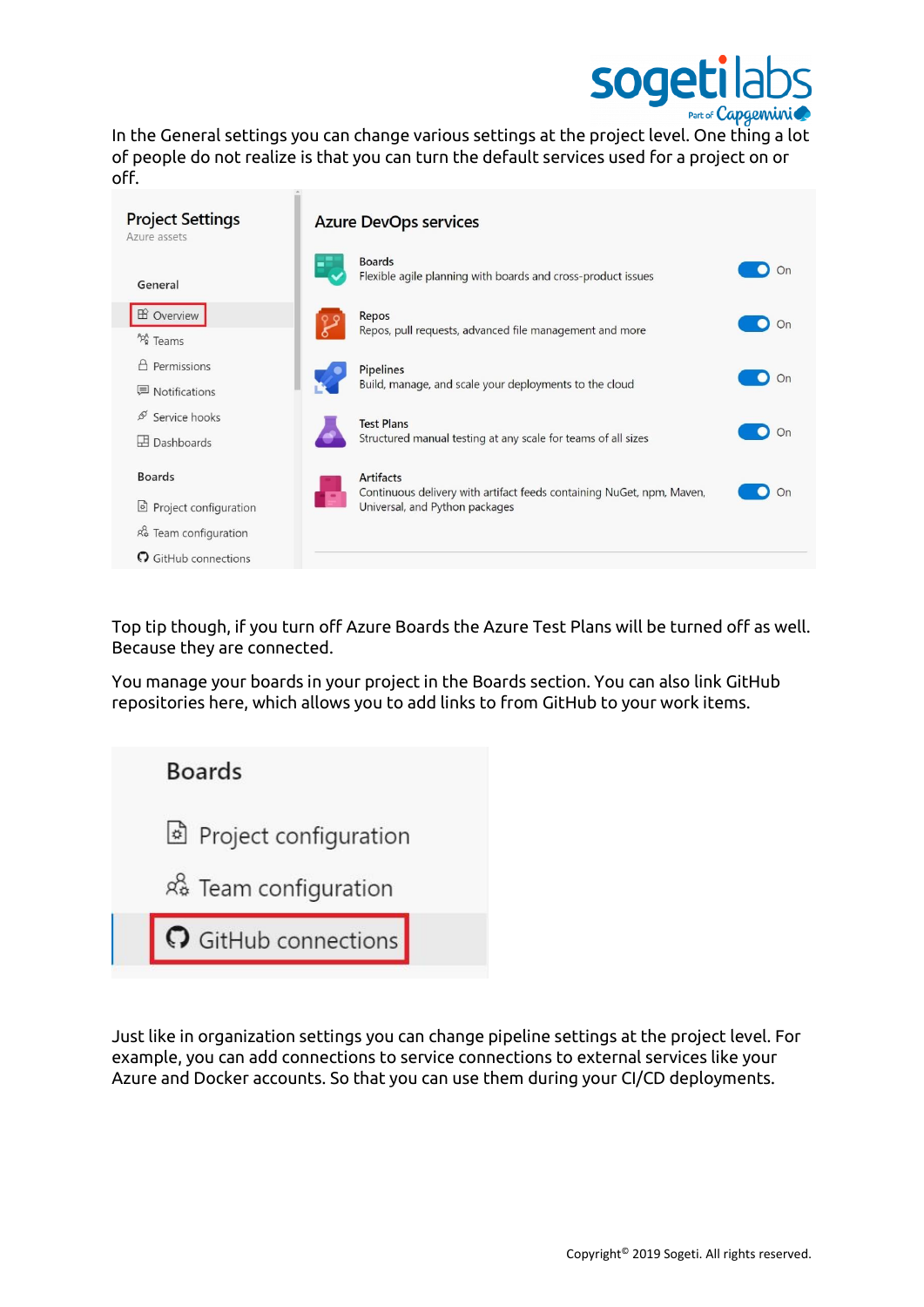In the General settings you can change various settings at the project level. One thing a lot of people do not realize is that you can turn the default services used for a project on or off.

Project Settings
Azure assets

General
- Overview
- Teams
- Permissions
- Notifications
- Service hooks
- Dashboards

Boards
- Project configuration
- Team configuration
- GitHub connections

Azure DevOps services

| Service | Description | Status |
| --- | --- | --- |
| Boards | Flexible agile planning with boards and cross-product issues | On |
| Repos | Repos, pull requests, advanced file management and more | On |
| Pipelines | Build, manage, and scale your deployments to the cloud | On |
| Test Plans | Structured manual testing at any scale for teams of all sizes | On |
| Artifacts | Continuous delivery with artifact feeds containing NuGet, npm, Maven, Universal, and Python packages | On |

Top tip though, if you turn off Azure Boards the Azure Test Plans will be turned off as well. Because they are connected.

You manage your boards in your project in the Boards section. You can also link GitHub repositories here, which allows you to add links to from GitHub to your work items.

Boards
- Project configuration
- Team configuration
- GitHub connections

Just like in organization settings you can change pipeline settings at the project level. For example, you can add connections to service connections to external services like your Azure and Docker accounts. So that you can use them during your CI/CD deployments.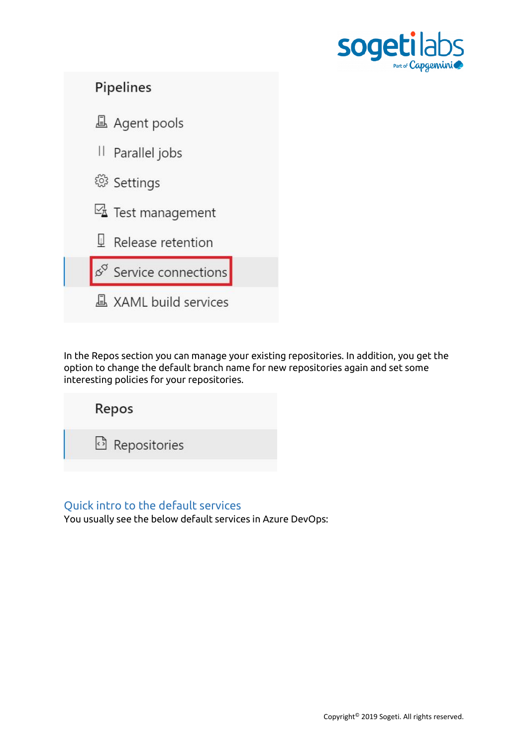Pipelines

- Agent pools
- Parallel jobs
- Settings
- Test management
- Release retention
- Service connections
- XAML build services

In the Repos section you can manage your existing repositories. In addition, you get the option to change the default branch name for new repositories again and set some interesting policies for your repositories.

Repos

- Repositories

## Quick intro to the default services

You usually see the below default services in Azure DevOps: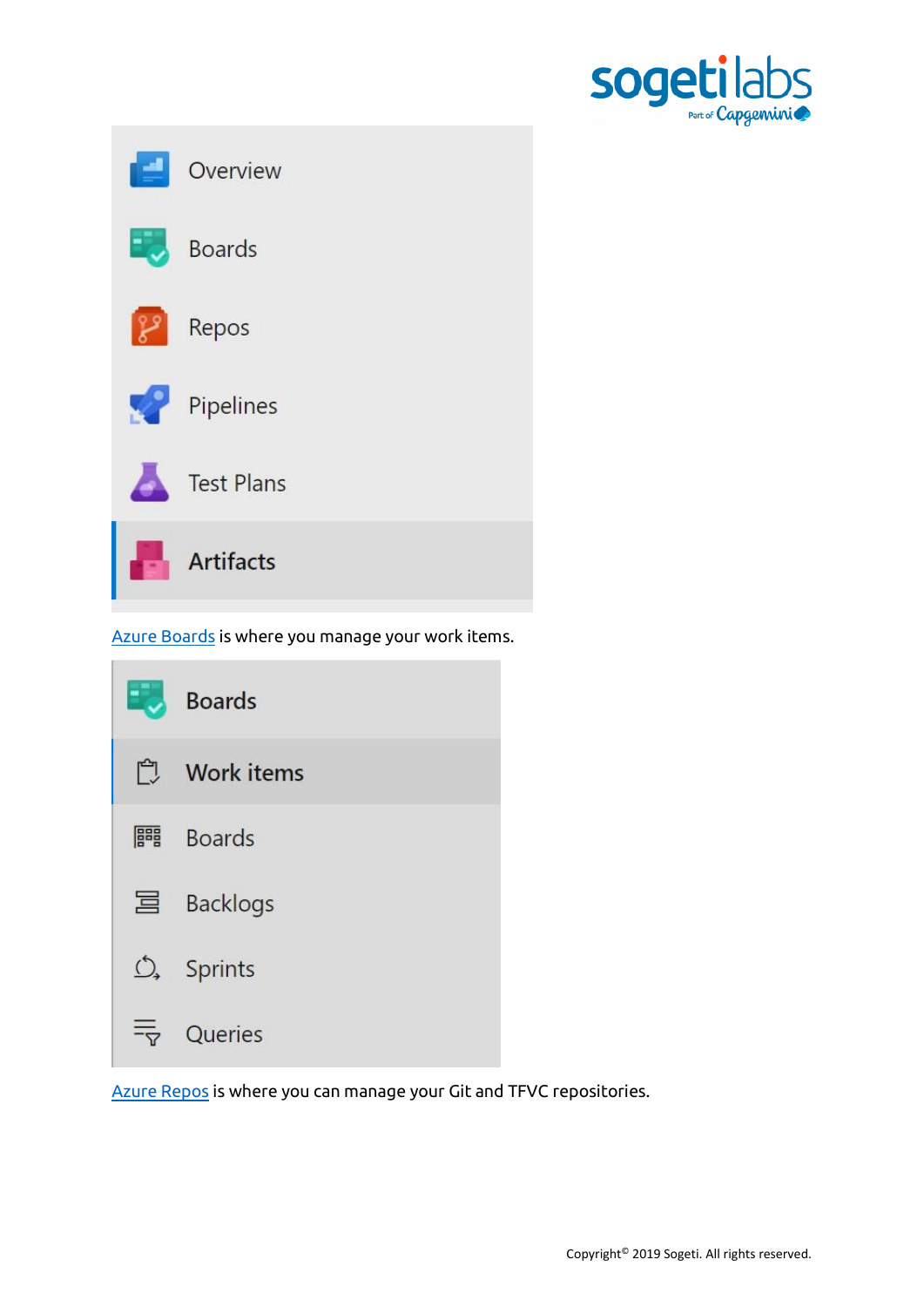Overview

Boards

Repos

Pipelines

Test Plans

Artifacts

Azure Boards is where you manage your work items.

Boards

Work items

Boards

Backlogs

Sprints

Queries

Azure Repos is where you can manage your Git and TFVC repositories.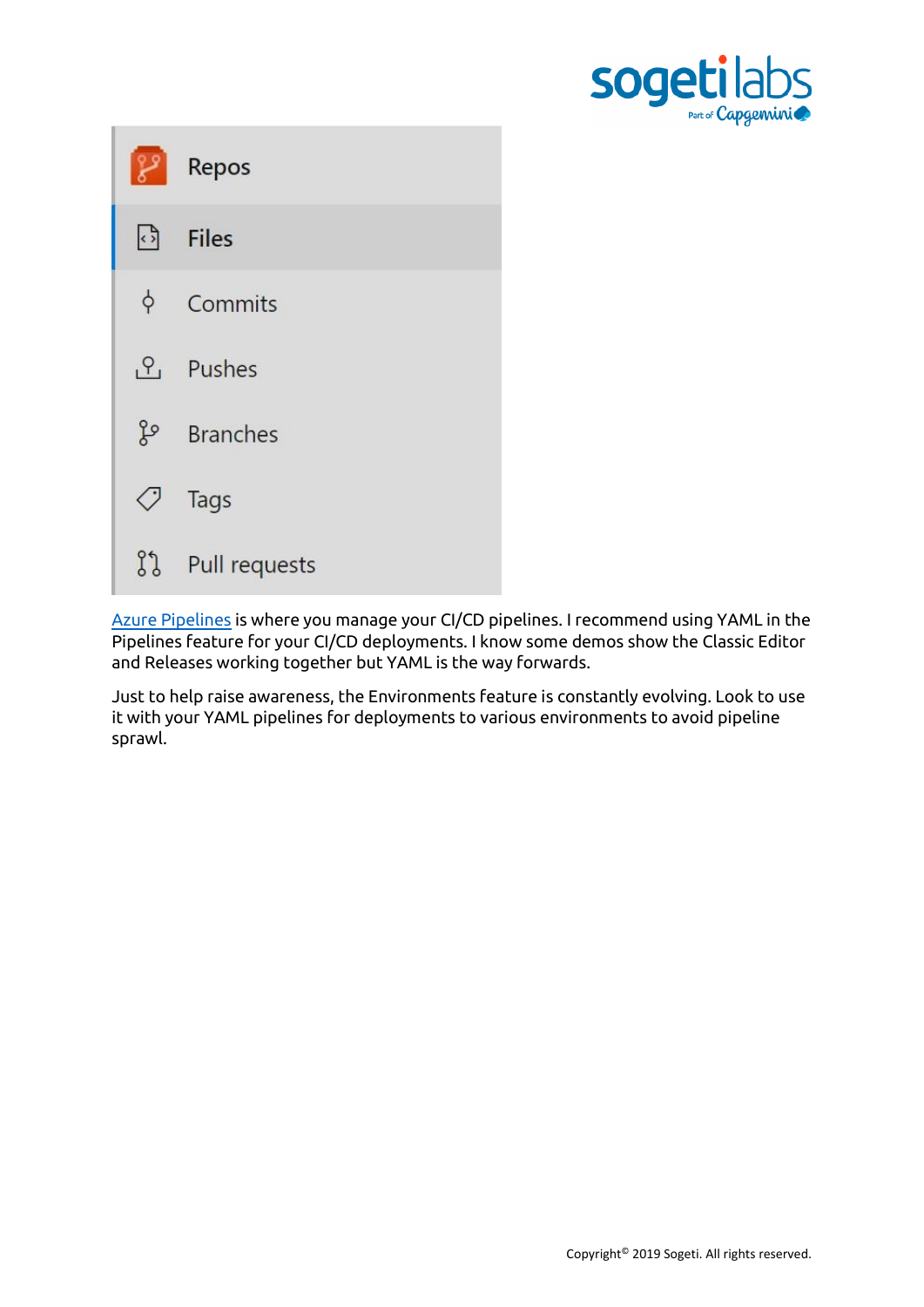[Azure Pipelines] is where you manage your CI/CD pipelines. I recommend using YAML in the Pipelines feature for your CI/CD deployments. I know some demos show the Classic Editor and Releases working together but YAML is the way forwards.

Just to help raise awareness, the Environments feature is constantly evolving. Look to use it with your YAML pipelines for deployments to various environments to avoid pipeline sprawl.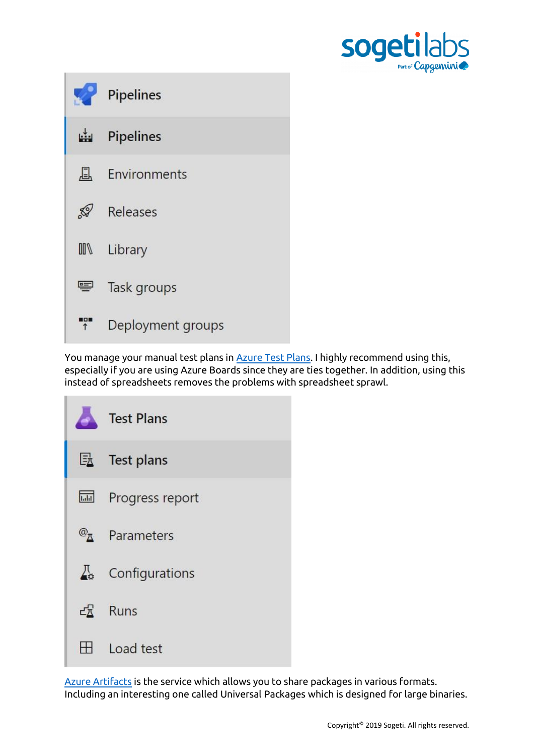You manage your manual test plans in [Azure Test Plans](). I highly recommend using this, especially if you are using Azure Boards since they are ties together. In addition, using this instead of spreadsheets removes the problems with spreadsheet sprawl.

[Azure Artifacts]() is the service which allows you to share packages in various formats. Including an interesting one called Universal Packages which is designed for large binaries.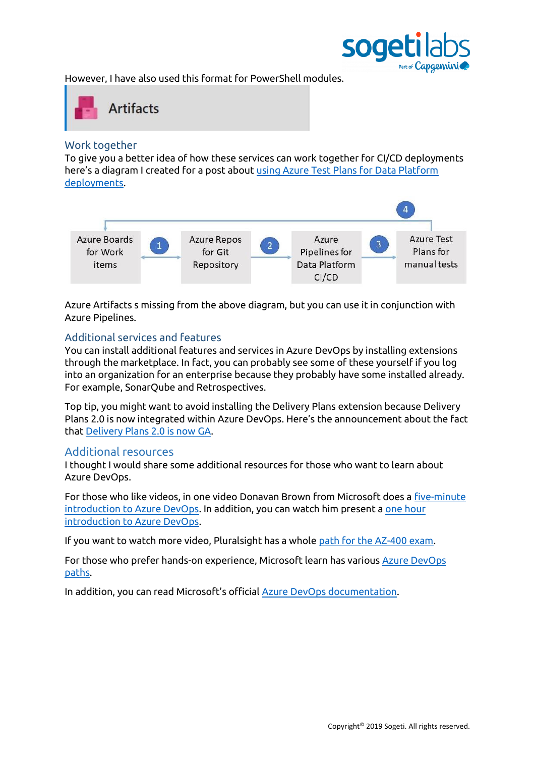However, I have also used this format for PowerShell modules.

Artifacts

## Work together

To give you a better idea of how these services can work together for CI/CD deployments here's a diagram I created for a post about using Azure Test Plans for Data Platform deployments.

Azure Boards for Work items → 1 → Azure Repos for Git Repository → 2 → Azure Pipelines for Data Platform CI/CD → 3 → Azure Test Plans for manual tests → 4 → Azure Boards for Work items

Azure Artifacts s missing from the above diagram, but you can use it in conjunction with Azure Pipelines.

## Additional services and features

You can install additional features and services in Azure DevOps by installing extensions through the marketplace. In fact, you can probably see some of these yourself if you log into an organization for an enterprise because they probably have some installed already. For example, SonarQube and Retrospectives.

Top tip, you might want to avoid installing the Delivery Plans extension because Delivery Plans 2.0 is now integrated within Azure DevOps. Here's the announcement about the fact that Delivery Plans 2.0 is now GA.

## Additional resources

I thought I would share some additional resources for those who want to learn about Azure DevOps.

For those who like videos, in one video Donavan Brown from Microsoft does a five-minute introduction to Azure DevOps. In addition, you can watch him present a one hour introduction to Azure DevOps.

If you want to watch more video, Pluralsight has a whole path for the AZ-400 exam.

For those who prefer hands-on experience, Microsoft learn has various Azure DevOps paths.

In addition, you can read Microsoft's official Azure DevOps documentation.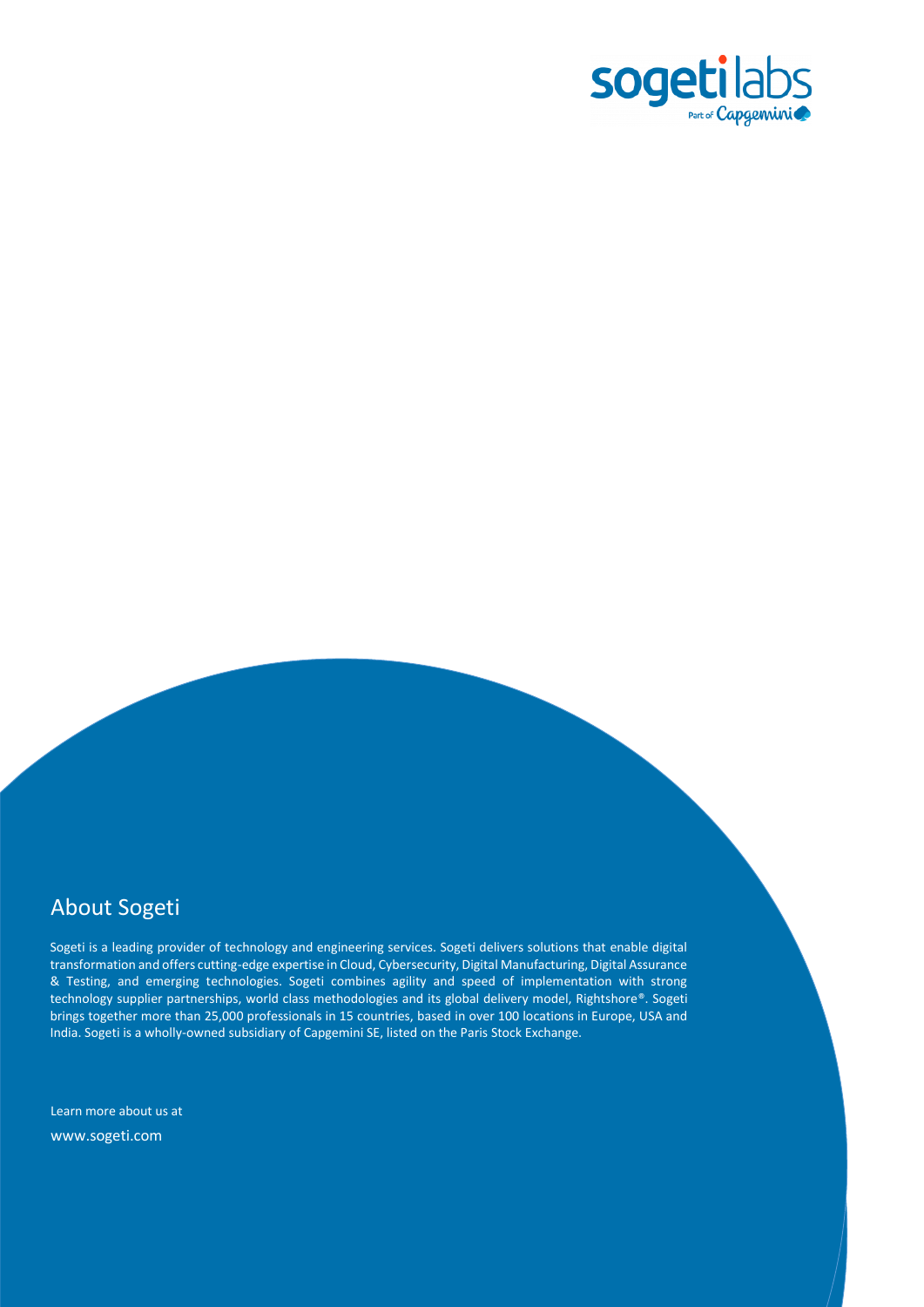## About Sogeti

Sogeti is a leading provider of technology and engineering services. Sogeti delivers solutions that enable digital transformation and offers cutting-edge expertise in Cloud, Cybersecurity, Digital Manufacturing, Digital Assurance & Testing, and emerging technologies. Sogeti combines agility and speed of implementation with strong technology supplier partnerships, world class methodologies and its global delivery model, Rightshore®. Sogeti brings together more than 25,000 professionals in 15 countries, based in over 100 locations in Europe, USA and India. Sogeti is a wholly-owned subsidiary of Capgemini SE, listed on the Paris Stock Exchange.

Learn more about us at

www.sogeti.com